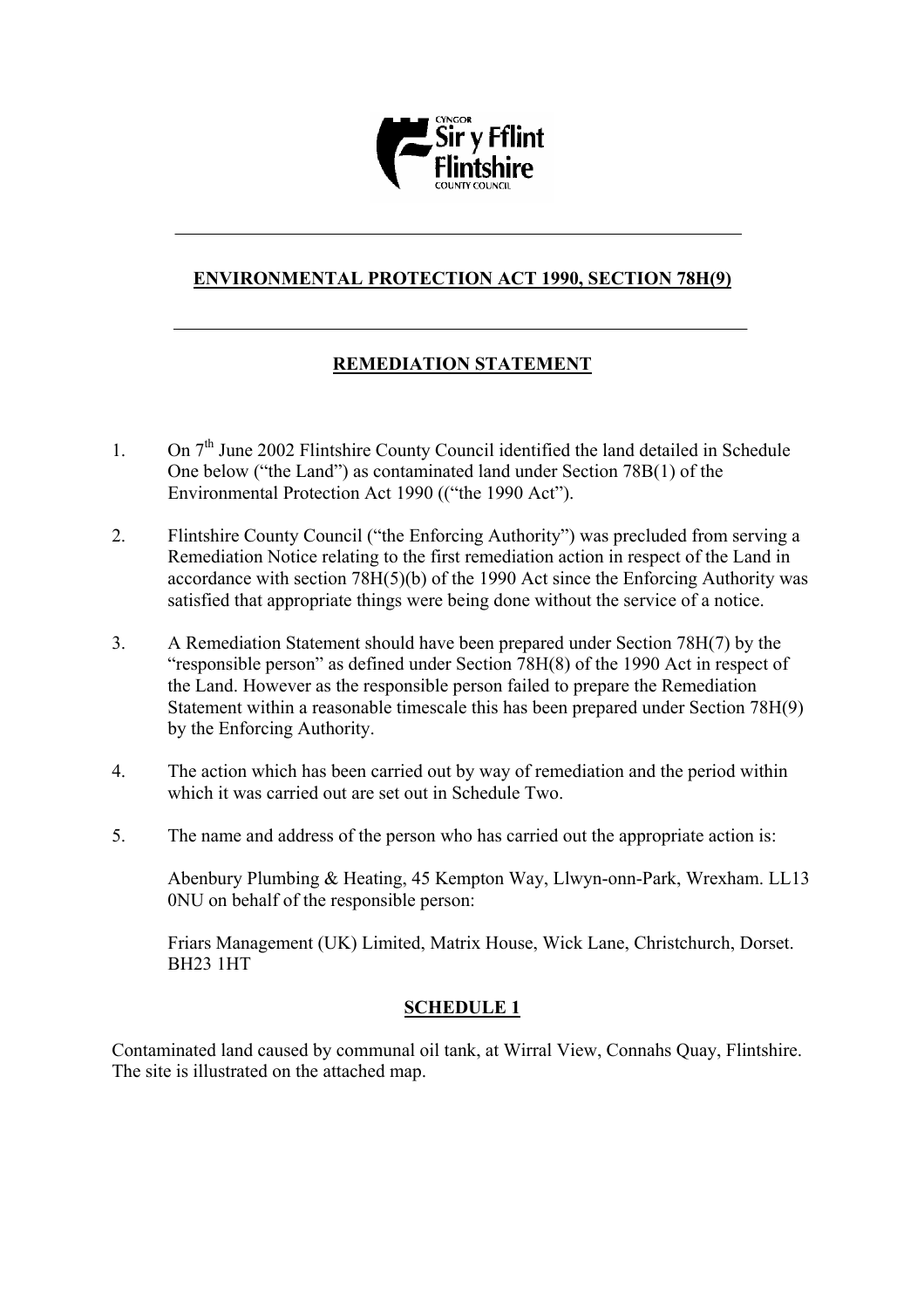# ENVIRONMENTAL PROTECTION ACT 1990, SECTION 78H(9)

## REMEDIATION STATEMENT

1. On 7th June 2002 Flintshire County Council identified the land detailed in Schedule One below ("the Land") as contaminated land under Section 78B(1) of the Environmental Protection Act 1990 (("the 1990 Act").

2. Flintshire County Council ("the Enforcing Authority") was precluded from serving a Remediation Notice relating to the first remediation action in respect of the Land in accordance with section 78H(5)(b) of the 1990 Act since the Enforcing Authority was satisfied that appropriate things were being done without the service of a notice.

3. A Remediation Statement should have been prepared under Section 78H(7) by the "responsible person" as defined under Section 78H(8) of the 1990 Act in respect of the Land. However as the responsible person failed to prepare the Remediation Statement within a reasonable timescale this has been prepared under Section 78H(9) by the Enforcing Authority.

4. The action which has been carried out by way of remediation and the period within which it was carried out are set out in Schedule Two.

5. The name and address of the person who has carried out the appropriate action is:

   Abenbury Plumbing & Heating, 45 Kempton Way, Llwyn-onn-Park, Wrexham. LL13 0NU on behalf of the responsible person:

   Friars Management (UK) Limited, Matrix House, Wick Lane, Christchurch, Dorset. BH23 1HT

## SCHEDULE 1

Contaminated land caused by communal oil tank, at Wirral View, Connahs Quay, Flintshire. The site is illustrated on the attached map.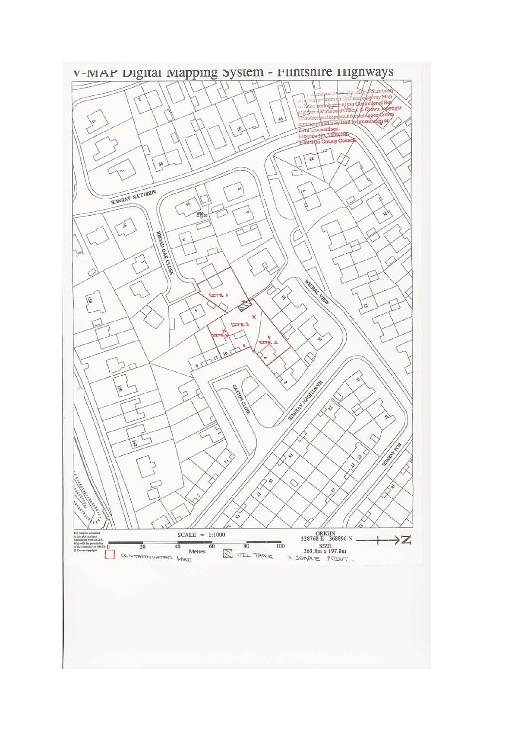# V-MAP Digital Mapping System - Flintshire Highways

This material has been reproduced from an Ordnance Survey Map with the permission of the Controller of Her Majesty's Stationery Office. © Crown copyright. Unauthorised reproduction infringes Crown copyright and may lead to prosecution or civil proceedings. Licence No. LA09000L Flintshire County Council

MERLLYN AVENUE

BROAD OAK CLOSE

WIRRAL VIEW

HAWTHORN AVENUE

GAYTON CLOSE

ELM AVENUE

SITE 1

SITE 2

SITE 3

SITE 4

The material contained in this plot has been reproduced from an O.S. Map with the permission of the controller of HMSO © Crown copyright.

SCALE = 1:1000

0 20 40 60 80 100 Metres

ORIGIN 328768 E 368896 N

SIZE 263.8m x 197.8m

N

CONTAMINATED LAND

OIL TANK

X SAMPLE POINT.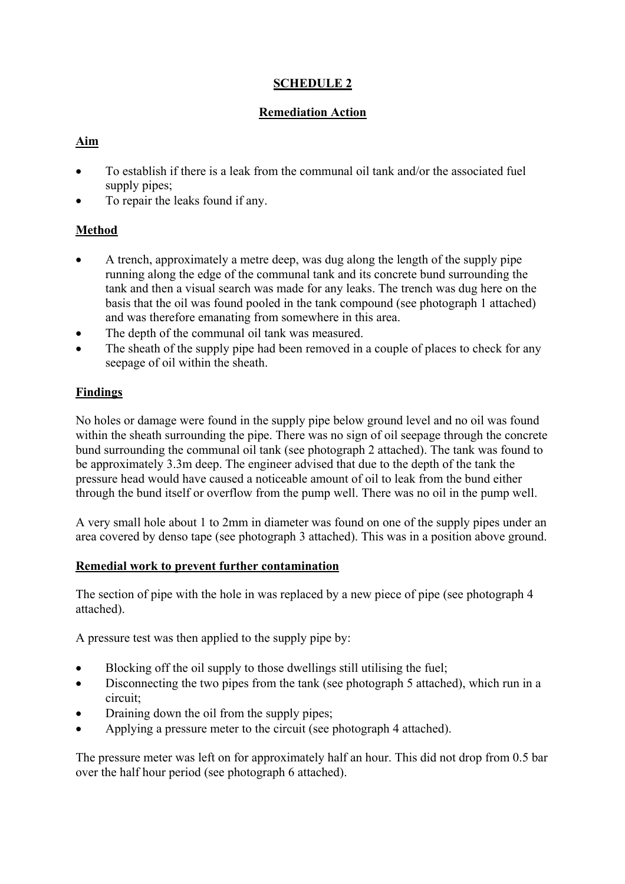# SCHEDULE 2

## Remediation Action

### Aim

- To establish if there is a leak from the communal oil tank and/or the associated fuel supply pipes;
- To repair the leaks found if any.

### Method

- A trench, approximately a metre deep, was dug along the length of the supply pipe running along the edge of the communal tank and its concrete bund surrounding the tank and then a visual search was made for any leaks. The trench was dug here on the basis that the oil was found pooled in the tank compound (see photograph 1 attached) and was therefore emanating from somewhere in this area.
- The depth of the communal oil tank was measured.
- The sheath of the supply pipe had been removed in a couple of places to check for any seepage of oil within the sheath.

### Findings

No holes or damage were found in the supply pipe below ground level and no oil was found within the sheath surrounding the pipe. There was no sign of oil seepage through the concrete bund surrounding the communal oil tank (see photograph 2 attached). The tank was found to be approximately 3.3m deep. The engineer advised that due to the depth of the tank the pressure head would have caused a noticeable amount of oil to leak from the bund either through the bund itself or overflow from the pump well. There was no oil in the pump well.

A very small hole about 1 to 2mm in diameter was found on one of the supply pipes under an area covered by denso tape (see photograph 3 attached). This was in a position above ground.

### Remedial work to prevent further contamination

The section of pipe with the hole in was replaced by a new piece of pipe (see photograph 4 attached).

A pressure test was then applied to the supply pipe by:

- Blocking off the oil supply to those dwellings still utilising the fuel;
- Disconnecting the two pipes from the tank (see photograph 5 attached), which run in a circuit;
- Draining down the oil from the supply pipes;
- Applying a pressure meter to the circuit (see photograph 4 attached).

The pressure meter was left on for approximately half an hour. This did not drop from 0.5 bar over the half hour period (see photograph 6 attached).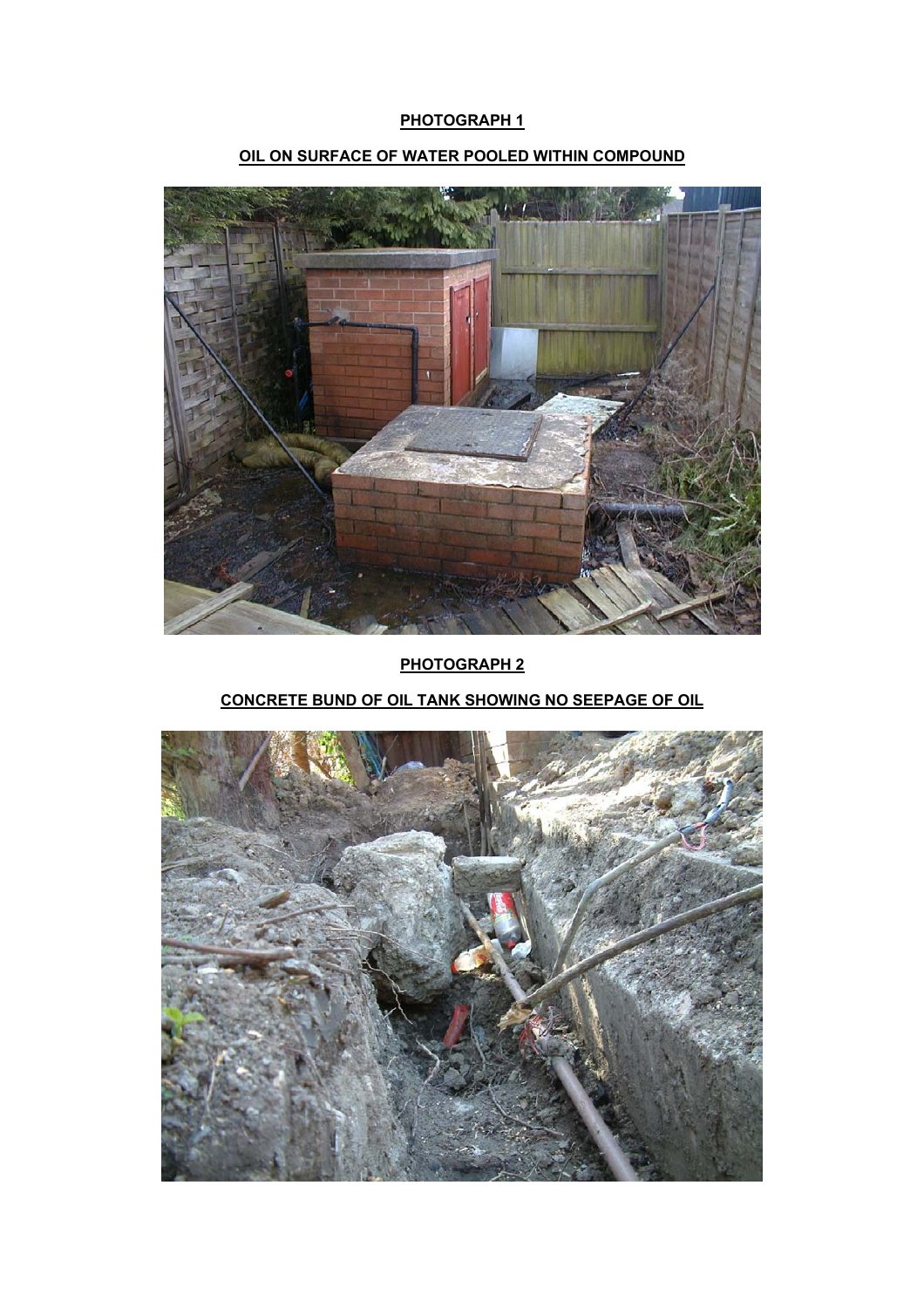**PHOTOGRAPH 1**

**OIL ON SURFACE OF WATER POOLED WITHIN COMPOUND**

**PHOTOGRAPH 2**

**CONCRETE BUND OF OIL TANK SHOWING NO SEEPAGE OF OIL**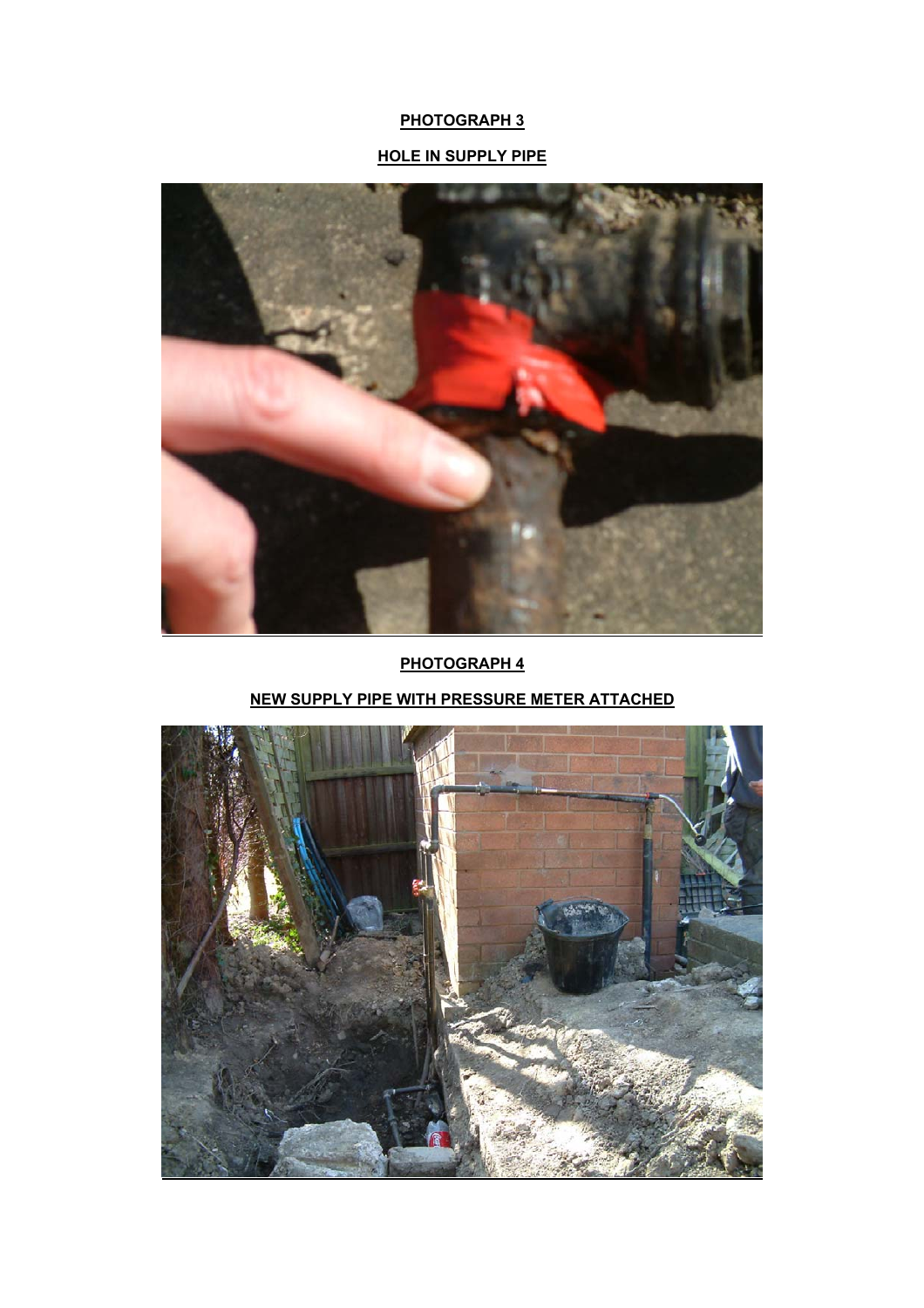**PHOTOGRAPH 3**

**HOLE IN SUPPLY PIPE**

**PHOTOGRAPH 4**

**NEW SUPPLY PIPE WITH PRESSURE METER ATTACHED**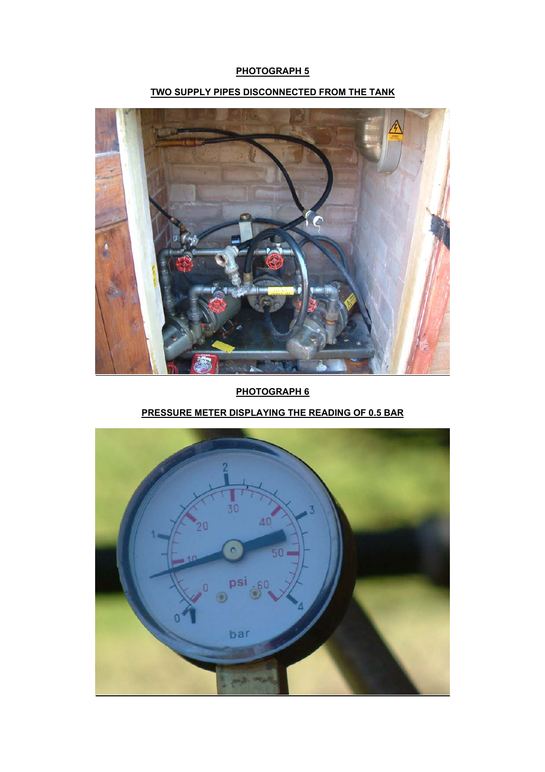**PHOTOGRAPH 5**

**TWO SUPPLY PIPES DISCONNECTED FROM THE TANK**

**PHOTOGRAPH 6**

**PRESSURE METER DISPLAYING THE READING OF 0.5 BAR**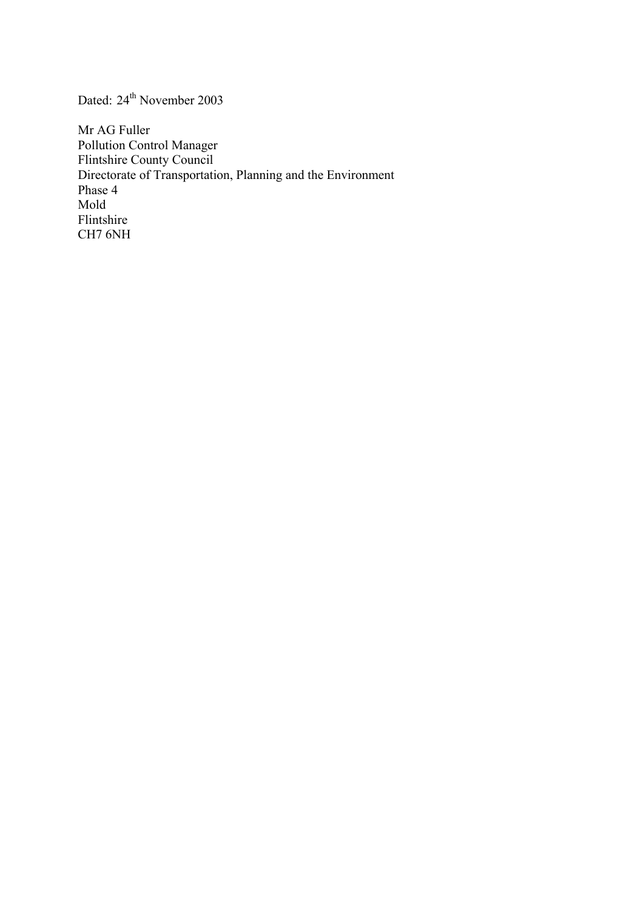Dated: 24th November 2003

Mr AG Fuller
Pollution Control Manager
Flintshire County Council
Directorate of Transportation, Planning and the Environment
Phase 4
Mold
Flintshire
CH7 6NH